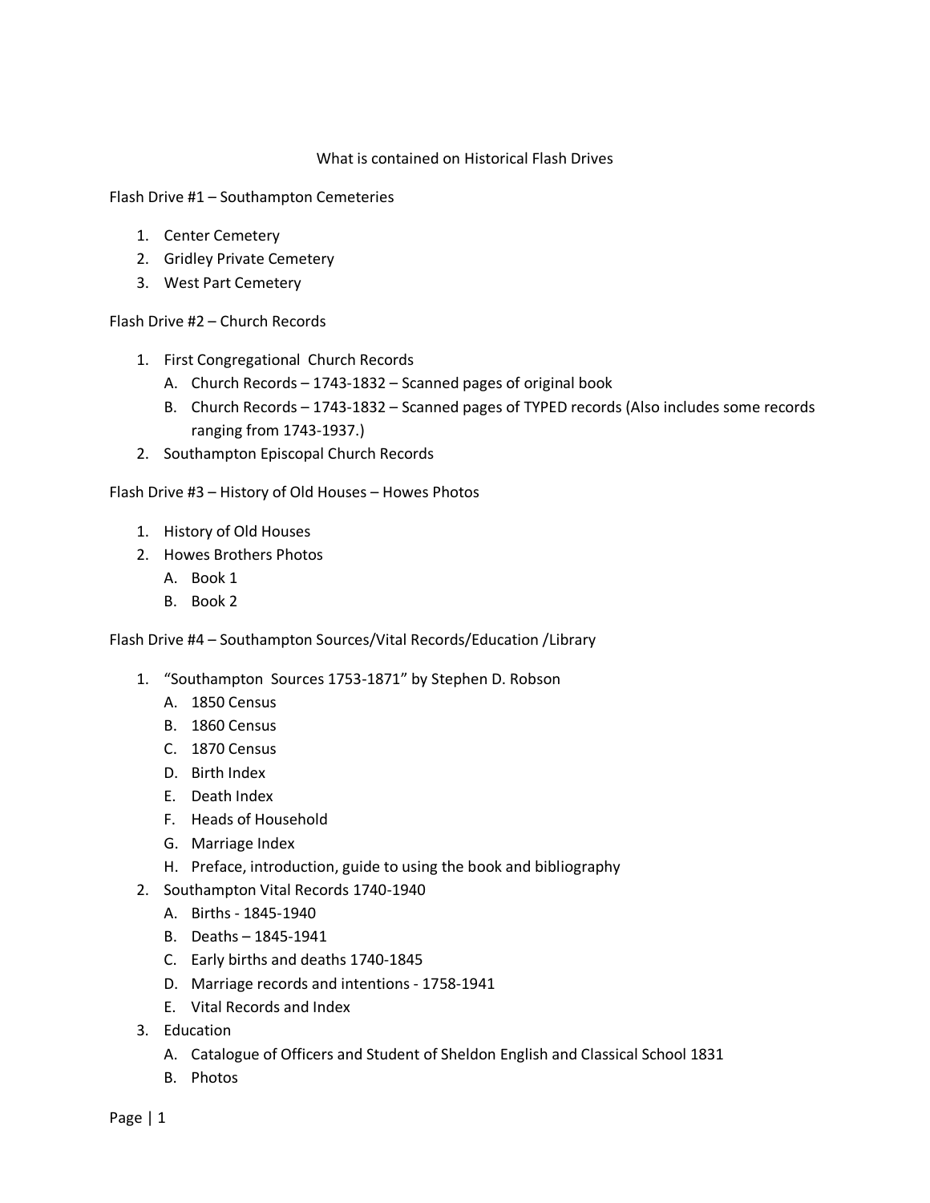# What is contained on Historical Flash Drives

## Flash Drive #1 – Southampton Cemeteries

1. Center Cemetery
2. Gridley Private Cemetery
3. West Part Cemetery

## Flash Drive #2 – Church Records

1. First Congregational Church Records
   - A. Church Records – 1743-1832 – Scanned pages of original book
   - B. Church Records – 1743-1832 – Scanned pages of TYPED records (Also includes some records ranging from 1743-1937.)
2. Southampton Episcopal Church Records

## Flash Drive #3 – History of Old Houses – Howes Photos

1. History of Old Houses
2. Howes Brothers Photos
   - A. Book 1
   - B. Book 2

## Flash Drive #4 – Southampton Sources/Vital Records/Education /Library

1. "Southampton Sources 1753-1871" by Stephen D. Robson
   - A. 1850 Census
   - B. 1860 Census
   - C. 1870 Census
   - D. Birth Index
   - E. Death Index
   - F. Heads of Household
   - G. Marriage Index
   - H. Preface, introduction, guide to using the book and bibliography
2. Southampton Vital Records 1740-1940
   - A. Births - 1845-1940
   - B. Deaths – 1845-1941
   - C. Early births and deaths 1740-1845
   - D. Marriage records and intentions - 1758-1941
   - E. Vital Records and Index
3. Education
   - A. Catalogue of Officers and Student of Sheldon English and Classical School 1831
   - B. Photos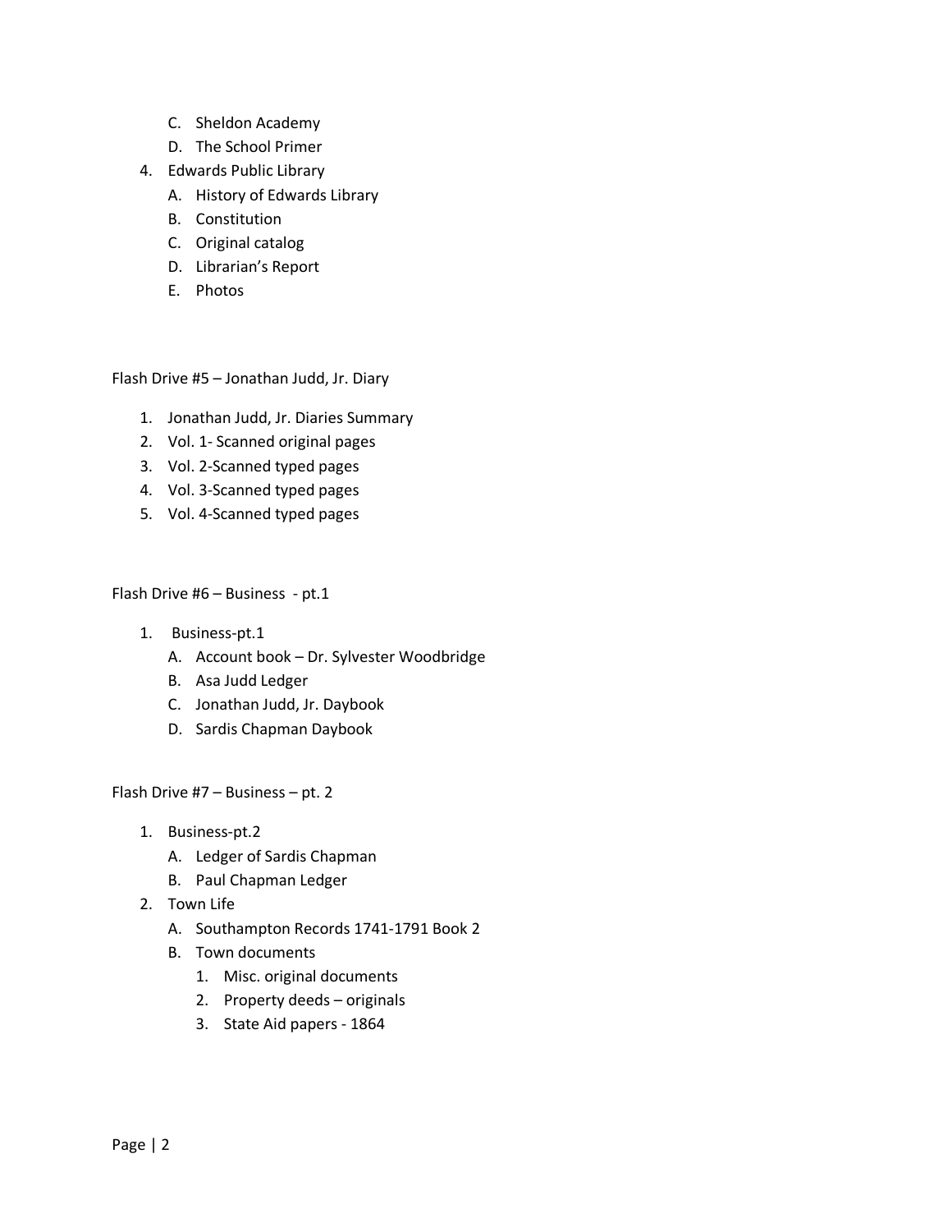C. Sheldon Academy
   D. The School Primer
4. Edwards Public Library
   A. History of Edwards Library
   B. Constitution
   C. Original catalog
   D. Librarian's Report
   E. Photos

Flash Drive #5 – Jonathan Judd, Jr. Diary

1. Jonathan Judd, Jr. Diaries Summary
2. Vol. 1- Scanned original pages
3. Vol. 2-Scanned typed pages
4. Vol. 3-Scanned typed pages
5. Vol. 4-Scanned typed pages

Flash Drive #6 – Business - pt.1

1. Business-pt.1
   A. Account book – Dr. Sylvester Woodbridge
   B. Asa Judd Ledger
   C. Jonathan Judd, Jr. Daybook
   D. Sardis Chapman Daybook

Flash Drive #7 – Business – pt. 2

1. Business-pt.2
   A. Ledger of Sardis Chapman
   B. Paul Chapman Ledger
2. Town Life
   A. Southampton Records 1741-1791 Book 2
   B. Town documents
      1. Misc. original documents
      2. Property deeds – originals
      3. State Aid papers - 1864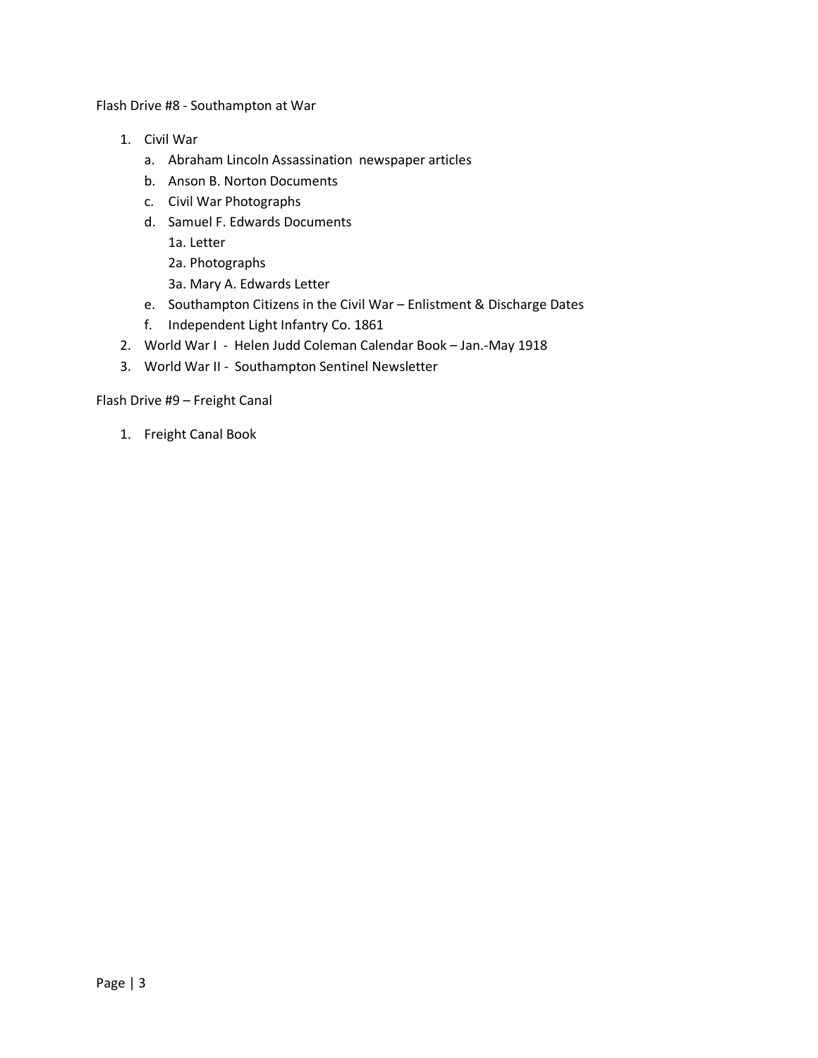Flash Drive #8 - Southampton at War

1. Civil War
   a. Abraham Lincoln Assassination newspaper articles
   b. Anson B. Norton Documents
   c. Civil War Photographs
   d. Samuel F. Edwards Documents
      1a. Letter
      2a. Photographs
      3a. Mary A. Edwards Letter
   e. Southampton Citizens in the Civil War – Enlistment & Discharge Dates
   f. Independent Light Infantry Co. 1861
2. World War I - Helen Judd Coleman Calendar Book – Jan.-May 1918
3. World War II - Southampton Sentinel Newsletter

Flash Drive #9 – Freight Canal

1. Freight Canal Book